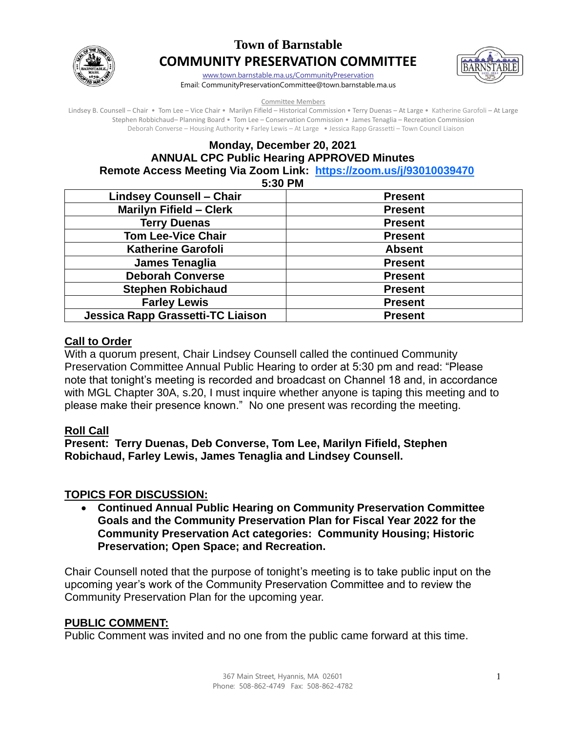# Town of Barnstable
## COMMUNITY PRESERVATION COMMITTEE

www.town.barnstable.ma.us/CommunityPreservation
Email: CommunityPreservationCommittee@town.barnstable.ma.us

Committee Members
Lindsey B. Counsell – Chair • Tom Lee – Vice Chair • Marilyn Fifield – Historical Commission • Terry Duenas – At Large • Katherine Garofoli – At Large
Stephen Robbichaud– Planning Board • Tom Lee – Conservation Commission • James Tenaglia – Recreation Commission
Deborah Converse – Housing Authority • Farley Lewis – At Large • Jessica Rapp Grassetti – Town Council Liaison

**Monday, December 20, 2021**
**ANNUAL CPC Public Hearing APPROVED Minutes**
**Remote Access Meeting Via Zoom Link: https://zoom.us/j/93010039470**
**5:30 PM**

| | |
|---|---|
| **Lindsey Counsell – Chair** | **Present** |
| **Marilyn Fifield – Clerk** | **Present** |
| **Terry Duenas** | **Present** |
| **Tom Lee-Vice Chair** | **Present** |
| **Katherine Garofoli** | **Absent** |
| **James Tenaglia** | **Present** |
| **Deborah Converse** | **Present** |
| **Stephen Robichaud** | **Present** |
| **Farley Lewis** | **Present** |
| **Jessica Rapp Grassetti-TC Liaison** | **Present** |

## Call to Order

With a quorum present, Chair Lindsey Counsell called the continued Community Preservation Committee Annual Public Hearing to order at 5:30 pm and read: "Please note that tonight's meeting is recorded and broadcast on Channel 18 and, in accordance with MGL Chapter 30A, s.20, I must inquire whether anyone is taping this meeting and to please make their presence known." No one present was recording the meeting.

## Roll Call

**Present: Terry Duenas, Deb Converse, Tom Lee, Marilyn Fifield, Stephen Robichaud, Farley Lewis, James Tenaglia and Lindsey Counsell.**

## TOPICS FOR DISCUSSION:

- **Continued Annual Public Hearing on Community Preservation Committee Goals and the Community Preservation Plan for Fiscal Year 2022 for the Community Preservation Act categories: Community Housing; Historic Preservation; Open Space; and Recreation.**

Chair Counsell noted that the purpose of tonight's meeting is to take public input on the upcoming year's work of the Community Preservation Committee and to review the Community Preservation Plan for the upcoming year.

## PUBLIC COMMENT:

Public Comment was invited and no one from the public came forward at this time.

367 Main Street, Hyannis, MA 02601
Phone: 508-862-4749 Fax: 508-862-4782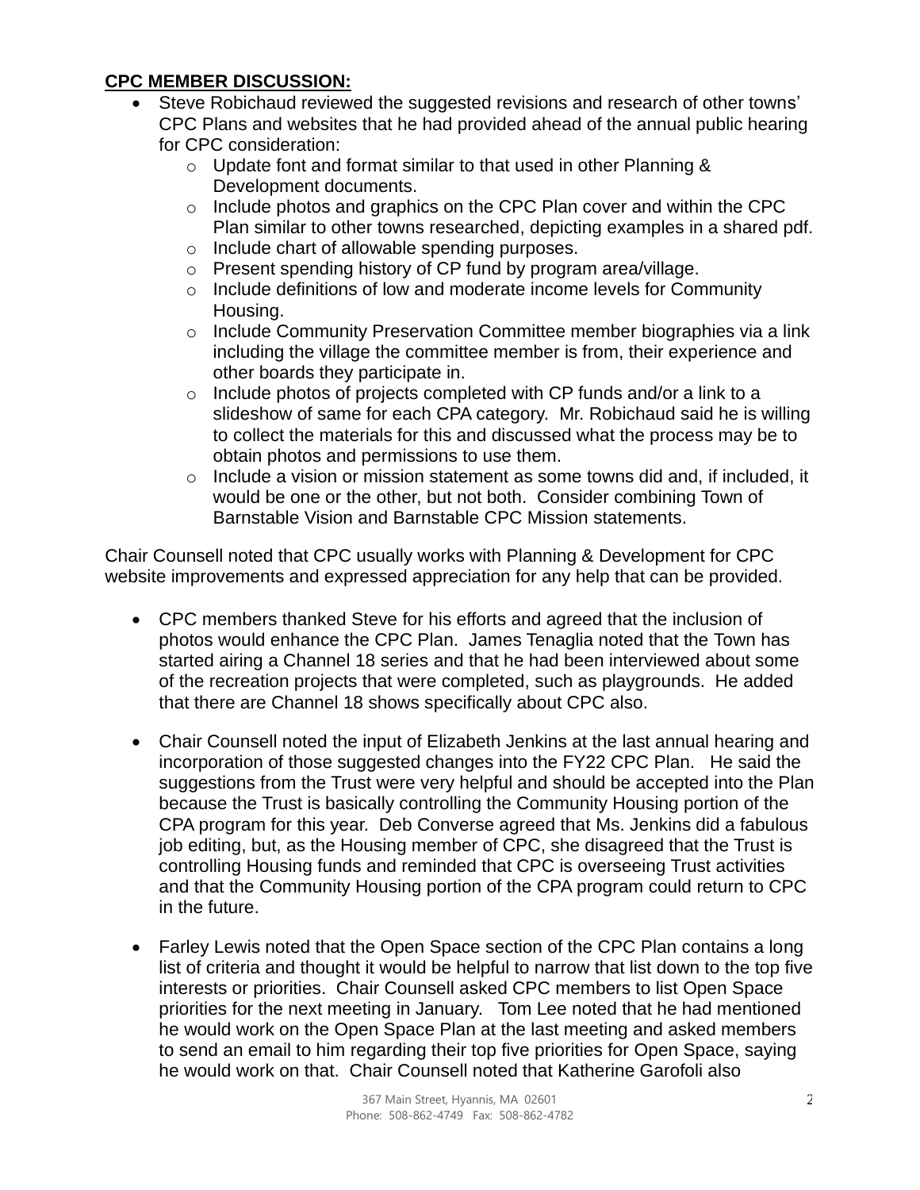**CPC MEMBER DISCUSSION:**

- Steve Robichaud reviewed the suggested revisions and research of other towns' CPC Plans and websites that he had provided ahead of the annual public hearing for CPC consideration:
  - Update font and format similar to that used in other Planning & Development documents.
  - Include photos and graphics on the CPC Plan cover and within the CPC Plan similar to other towns researched, depicting examples in a shared pdf.
  - Include chart of allowable spending purposes.
  - Present spending history of CP fund by program area/village.
  - Include definitions of low and moderate income levels for Community Housing.
  - Include Community Preservation Committee member biographies via a link including the village the committee member is from, their experience and other boards they participate in.
  - Include photos of projects completed with CP funds and/or a link to a slideshow of same for each CPA category. Mr. Robichaud said he is willing to collect the materials for this and discussed what the process may be to obtain photos and permissions to use them.
  - Include a vision or mission statement as some towns did and, if included, it would be one or the other, but not both. Consider combining Town of Barnstable Vision and Barnstable CPC Mission statements.

Chair Counsell noted that CPC usually works with Planning & Development for CPC website improvements and expressed appreciation for any help that can be provided.

- CPC members thanked Steve for his efforts and agreed that the inclusion of photos would enhance the CPC Plan. James Tenaglia noted that the Town has started airing a Channel 18 series and that he had been interviewed about some of the recreation projects that were completed, such as playgrounds. He added that there are Channel 18 shows specifically about CPC also.

- Chair Counsell noted the input of Elizabeth Jenkins at the last annual hearing and incorporation of those suggested changes into the FY22 CPC Plan. He said the suggestions from the Trust were very helpful and should be accepted into the Plan because the Trust is basically controlling the Community Housing portion of the CPA program for this year. Deb Converse agreed that Ms. Jenkins did a fabulous job editing, but, as the Housing member of CPC, she disagreed that the Trust is controlling Housing funds and reminded that CPC is overseeing Trust activities and that the Community Housing portion of the CPA program could return to CPC in the future.

- Farley Lewis noted that the Open Space section of the CPC Plan contains a long list of criteria and thought it would be helpful to narrow that list down to the top five interests or priorities. Chair Counsell asked CPC members to list Open Space priorities for the next meeting in January. Tom Lee noted that he had mentioned he would work on the Open Space Plan at the last meeting and asked members to send an email to him regarding their top five priorities for Open Space, saying he would work on that. Chair Counsell noted that Katherine Garofoli also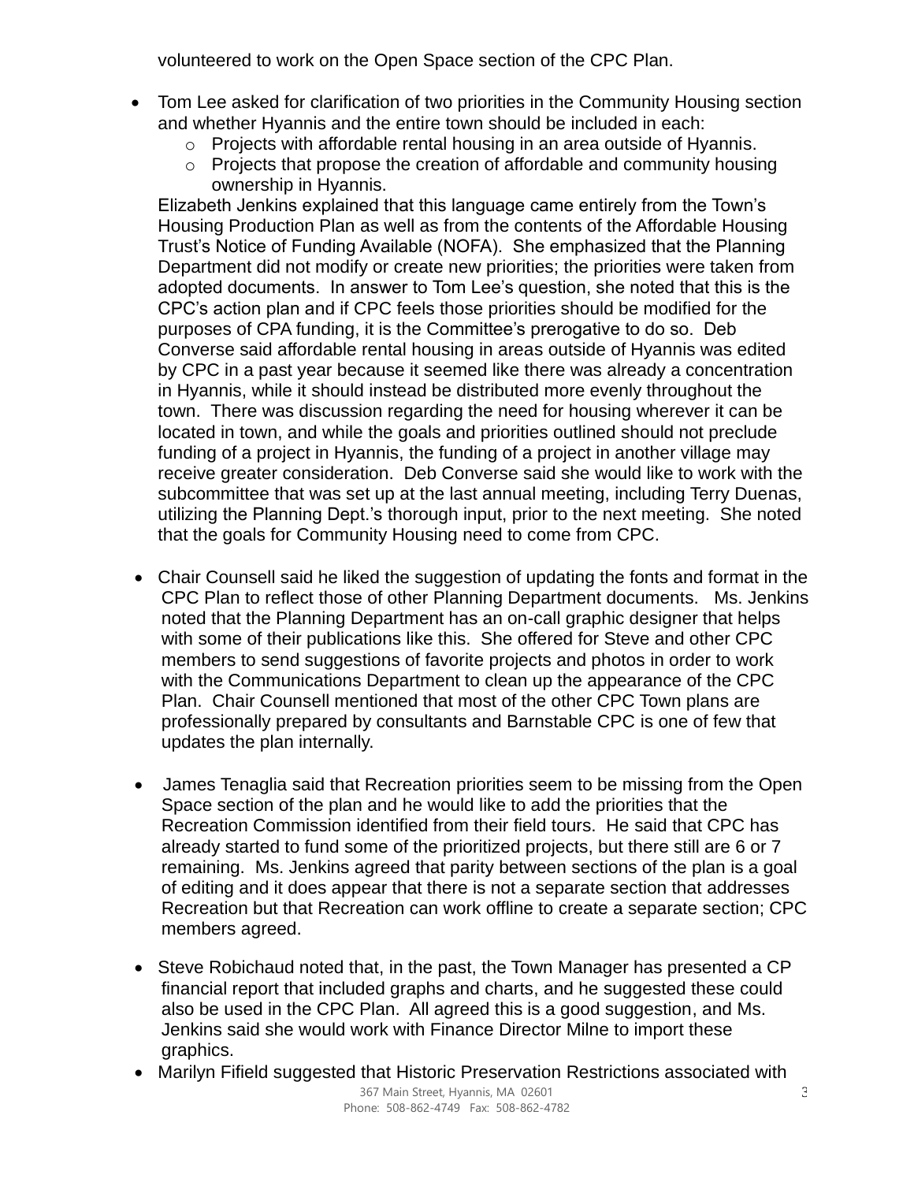volunteered to work on the Open Space section of the CPC Plan.

- Tom Lee asked for clarification of two priorities in the Community Housing section and whether Hyannis and the entire town should be included in each:
  - Projects with affordable rental housing in an area outside of Hyannis.
  - Projects that propose the creation of affordable and community housing ownership in Hyannis.

  Elizabeth Jenkins explained that this language came entirely from the Town's Housing Production Plan as well as from the contents of the Affordable Housing Trust's Notice of Funding Available (NOFA). She emphasized that the Planning Department did not modify or create new priorities; the priorities were taken from adopted documents. In answer to Tom Lee's question, she noted that this is the CPC's action plan and if CPC feels those priorities should be modified for the purposes of CPA funding, it is the Committee's prerogative to do so. Deb Converse said affordable rental housing in areas outside of Hyannis was edited by CPC in a past year because it seemed like there was already a concentration in Hyannis, while it should instead be distributed more evenly throughout the town. There was discussion regarding the need for housing wherever it can be located in town, and while the goals and priorities outlined should not preclude funding of a project in Hyannis, the funding of a project in another village may receive greater consideration. Deb Converse said she would like to work with the subcommittee that was set up at the last annual meeting, including Terry Duenas, utilizing the Planning Dept.'s thorough input, prior to the next meeting. She noted that the goals for Community Housing need to come from CPC.

- Chair Counsell said he liked the suggestion of updating the fonts and format in the CPC Plan to reflect those of other Planning Department documents. Ms. Jenkins noted that the Planning Department has an on-call graphic designer that helps with some of their publications like this. She offered for Steve and other CPC members to send suggestions of favorite projects and photos in order to work with the Communications Department to clean up the appearance of the CPC Plan. Chair Counsell mentioned that most of the other CPC Town plans are professionally prepared by consultants and Barnstable CPC is one of few that updates the plan internally.

- James Tenaglia said that Recreation priorities seem to be missing from the Open Space section of the plan and he would like to add the priorities that the Recreation Commission identified from their field tours. He said that CPC has already started to fund some of the prioritized projects, but there still are 6 or 7 remaining. Ms. Jenkins agreed that parity between sections of the plan is a goal of editing and it does appear that there is not a separate section that addresses Recreation but that Recreation can work offline to create a separate section; CPC members agreed.

- Steve Robichaud noted that, in the past, the Town Manager has presented a CP financial report that included graphs and charts, and he suggested these could also be used in the CPC Plan. All agreed this is a good suggestion, and Ms. Jenkins said she would work with Finance Director Milne to import these graphics.
- Marilyn Fifield suggested that Historic Preservation Restrictions associated with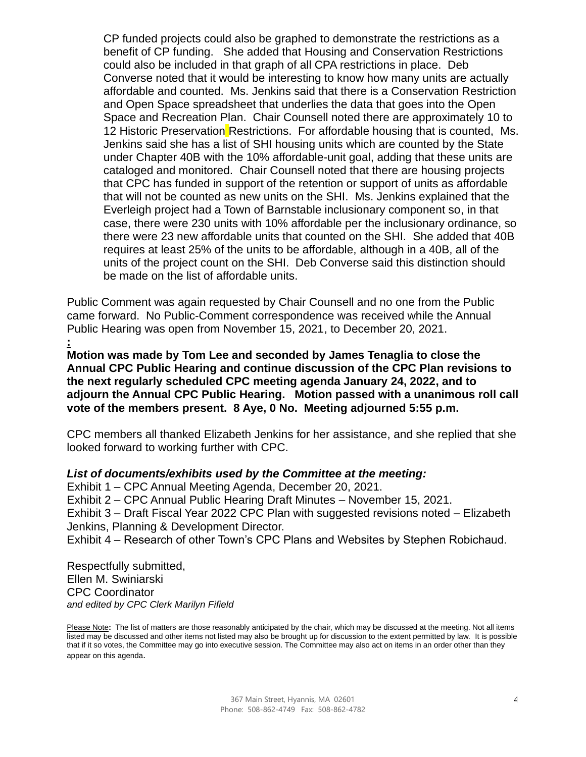CP funded projects could also be graphed to demonstrate the restrictions as a benefit of CP funding. She added that Housing and Conservation Restrictions could also be included in that graph of all CPA restrictions in place. Deb Converse noted that it would be interesting to know how many units are actually affordable and counted. Ms. Jenkins said that there is a Conservation Restriction and Open Space spreadsheet that underlies the data that goes into the Open Space and Recreation Plan. Chair Counsell noted there are approximately 10 to 12 Historic Preservation Restrictions. For affordable housing that is counted, Ms. Jenkins said she has a list of SHI housing units which are counted by the State under Chapter 40B with the 10% affordable-unit goal, adding that these units are cataloged and monitored. Chair Counsell noted that there are housing projects that CPC has funded in support of the retention or support of units as affordable that will not be counted as new units on the SHI. Ms. Jenkins explained that the Everleigh project had a Town of Barnstable inclusionary component so, in that case, there were 230 units with 10% affordable per the inclusionary ordinance, so there were 23 new affordable units that counted on the SHI. She added that 40B requires at least 25% of the units to be affordable, although in a 40B, all of the units of the project count on the SHI. Deb Converse said this distinction should be made on the list of affordable units.

Public Comment was again requested by Chair Counsell and no one from the Public came forward. No Public-Comment correspondence was received while the Annual Public Hearing was open from November 15, 2021, to December 20, 2021.

**:**

**Motion was made by Tom Lee and seconded by James Tenaglia to close the Annual CPC Public Hearing and continue discussion of the CPC Plan revisions to the next regularly scheduled CPC meeting agenda January 24, 2022, and to adjourn the Annual CPC Public Hearing. Motion passed with a unanimous roll call vote of the members present. 8 Aye, 0 No. Meeting adjourned 5:55 p.m.**

CPC members all thanked Elizabeth Jenkins for her assistance, and she replied that she looked forward to working further with CPC.

***List of documents/exhibits used by the Committee at the meeting:***

Exhibit 1 – CPC Annual Meeting Agenda, December 20, 2021.
Exhibit 2 – CPC Annual Public Hearing Draft Minutes – November 15, 2021.
Exhibit 3 – Draft Fiscal Year 2022 CPC Plan with suggested revisions noted – Elizabeth Jenkins, Planning & Development Director.
Exhibit 4 – Research of other Town's CPC Plans and Websites by Stephen Robichaud.

Respectfully submitted,
Ellen M. Swiniarski
CPC Coordinator
*and edited by CPC Clerk Marilyn Fifield*

Please Note**:** The list of matters are those reasonably anticipated by the chair, which may be discussed at the meeting. Not all items listed may be discussed and other items not listed may also be brought up for discussion to the extent permitted by law. It is possible that if it so votes, the Committee may go into executive session. The Committee may also act on items in an order other than they appear on this agenda.

367 Main Street, Hyannis, MA 02601
Phone: 508-862-4749 Fax: 508-862-4782